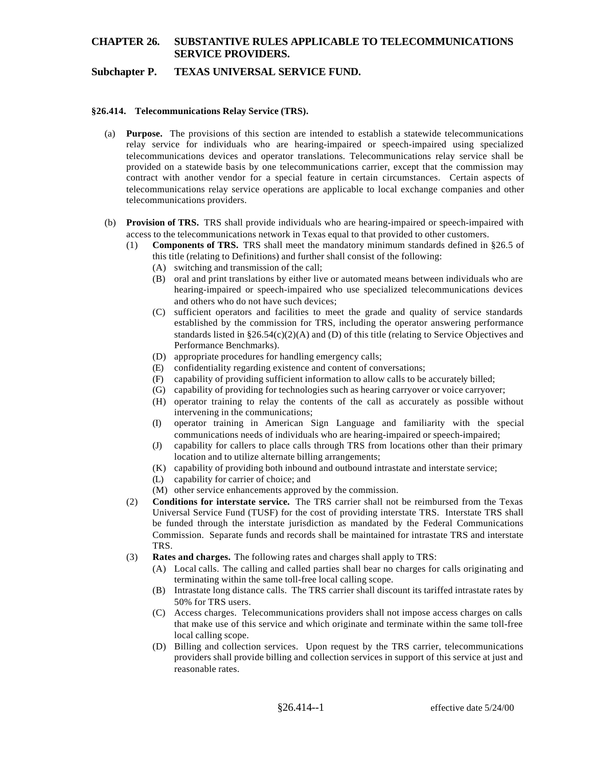# CHAPTER 26. SUBSTANTIVE RULES APPLICABLE TO TELECOMMUNICATIONS SERVICE PROVIDERS.

## Subchapter P. TEXAS UNIVERSAL SERVICE FUND.

### §26.414. Telecommunications Relay Service (TRS).

(a) **Purpose.** The provisions of this section are intended to establish a statewide telecommunications relay service for individuals who are hearing-impaired or speech-impaired using specialized telecommunications devices and operator translations. Telecommunications relay service shall be provided on a statewide basis by one telecommunications carrier, except that the commission may contract with another vendor for a special feature in certain circumstances. Certain aspects of telecommunications relay service operations are applicable to local exchange companies and other telecommunications providers.

(b) **Provision of TRS.** TRS shall provide individuals who are hearing-impaired or speech-impaired with access to the telecommunications network in Texas equal to that provided to other customers.

   (1) **Components of TRS.** TRS shall meet the mandatory minimum standards defined in §26.5 of this title (relating to Definitions) and further shall consist of the following:

      (A) switching and transmission of the call;

      (B) oral and print translations by either live or automated means between individuals who are hearing-impaired or speech-impaired who use specialized telecommunications devices and others who do not have such devices;

      (C) sufficient operators and facilities to meet the grade and quality of service standards established by the commission for TRS, including the operator answering performance standards listed in §26.54(c)(2)(A) and (D) of this title (relating to Service Objectives and Performance Benchmarks).

      (D) appropriate procedures for handling emergency calls;

      (E) confidentiality regarding existence and content of conversations;

      (F) capability of providing sufficient information to allow calls to be accurately billed;

      (G) capability of providing for technologies such as hearing carryover or voice carryover;

      (H) operator training to relay the contents of the call as accurately as possible without intervening in the communications;

      (I) operator training in American Sign Language and familiarity with the special communications needs of individuals who are hearing-impaired or speech-impaired;

      (J) capability for callers to place calls through TRS from locations other than their primary location and to utilize alternate billing arrangements;

      (K) capability of providing both inbound and outbound intrastate and interstate service;

      (L) capability for carrier of choice; and

      (M) other service enhancements approved by the commission.

   (2) **Conditions for interstate service.** The TRS carrier shall not be reimbursed from the Texas Universal Service Fund (TUSF) for the cost of providing interstate TRS. Interstate TRS shall be funded through the interstate jurisdiction as mandated by the Federal Communications Commission. Separate funds and records shall be maintained for intrastate TRS and interstate TRS.

   (3) **Rates and charges.** The following rates and charges shall apply to TRS:

      (A) Local calls. The calling and called parties shall bear no charges for calls originating and terminating within the same toll-free local calling scope.

      (B) Intrastate long distance calls. The TRS carrier shall discount its tariffed intrastate rates by 50% for TRS users.

      (C) Access charges. Telecommunications providers shall not impose access charges on calls that make use of this service and which originate and terminate within the same toll-free local calling scope.

      (D) Billing and collection services. Upon request by the TRS carrier, telecommunications providers shall provide billing and collection services in support of this service at just and reasonable rates.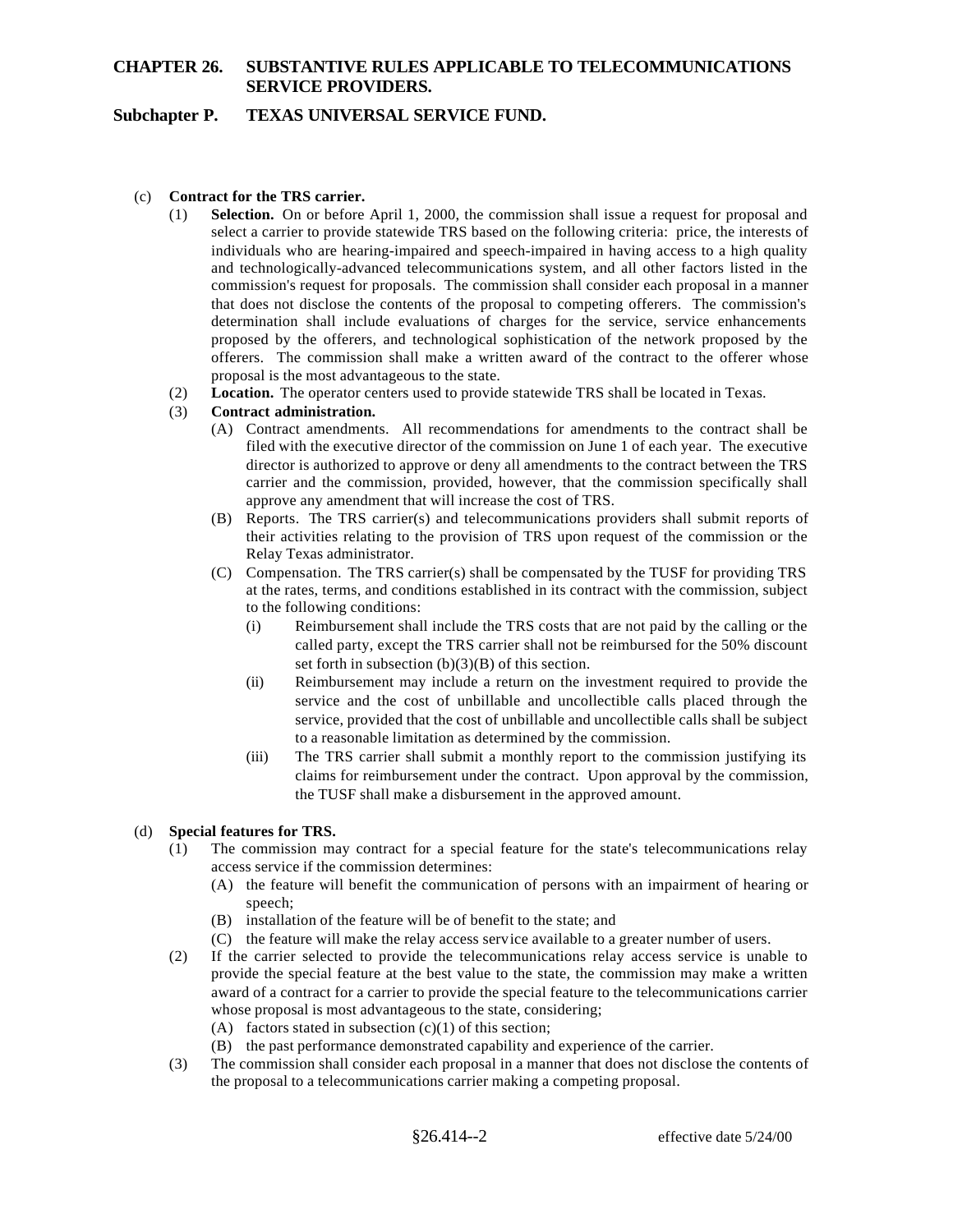(c) **Contract for the TRS carrier.**

(1) **Selection.** On or before April 1, 2000, the commission shall issue a request for proposal and select a carrier to provide statewide TRS based on the following criteria: price, the interests of individuals who are hearing-impaired and speech-impaired in having access to a high quality and technologically-advanced telecommunications system, and all other factors listed in the commission's request for proposals. The commission shall consider each proposal in a manner that does not disclose the contents of the proposal to competing offerers. The commission's determination shall include evaluations of charges for the service, service enhancements proposed by the offerers, and technological sophistication of the network proposed by the offerers. The commission shall make a written award of the contract to the offerer whose proposal is the most advantageous to the state.

(2) **Location.** The operator centers used to provide statewide TRS shall be located in Texas.

(3) **Contract administration.**

(A) Contract amendments. All recommendations for amendments to the contract shall be filed with the executive director of the commission on June 1 of each year. The executive director is authorized to approve or deny all amendments to the contract between the TRS carrier and the commission, provided, however, that the commission specifically shall approve any amendment that will increase the cost of TRS.

(B) Reports. The TRS carrier(s) and telecommunications providers shall submit reports of their activities relating to the provision of TRS upon request of the commission or the Relay Texas administrator.

(C) Compensation. The TRS carrier(s) shall be compensated by the TUSF for providing TRS at the rates, terms, and conditions established in its contract with the commission, subject to the following conditions:

(i) Reimbursement shall include the TRS costs that are not paid by the calling or the called party, except the TRS carrier shall not be reimbursed for the 50% discount set forth in subsection (b)(3)(B) of this section.

(ii) Reimbursement may include a return on the investment required to provide the service and the cost of unbillable and uncollectible calls placed through the service, provided that the cost of unbillable and uncollectible calls shall be subject to a reasonable limitation as determined by the commission.

(iii) The TRS carrier shall submit a monthly report to the commission justifying its claims for reimbursement under the contract. Upon approval by the commission, the TUSF shall make a disbursement in the approved amount.

(d) **Special features for TRS.**

(1) The commission may contract for a special feature for the state's telecommunications relay access service if the commission determines:

(A) the feature will benefit the communication of persons with an impairment of hearing or speech;

(B) installation of the feature will be of benefit to the state; and

(C) the feature will make the relay access service available to a greater number of users.

(2) If the carrier selected to provide the telecommunications relay access service is unable to provide the special feature at the best value to the state, the commission may make a written award of a contract for a carrier to provide the special feature to the telecommunications carrier whose proposal is most advantageous to the state, considering;

(A) factors stated in subsection (c)(1) of this section;

(B) the past performance demonstrated capability and experience of the carrier.

(3) The commission shall consider each proposal in a manner that does not disclose the contents of the proposal to a telecommunications carrier making a competing proposal.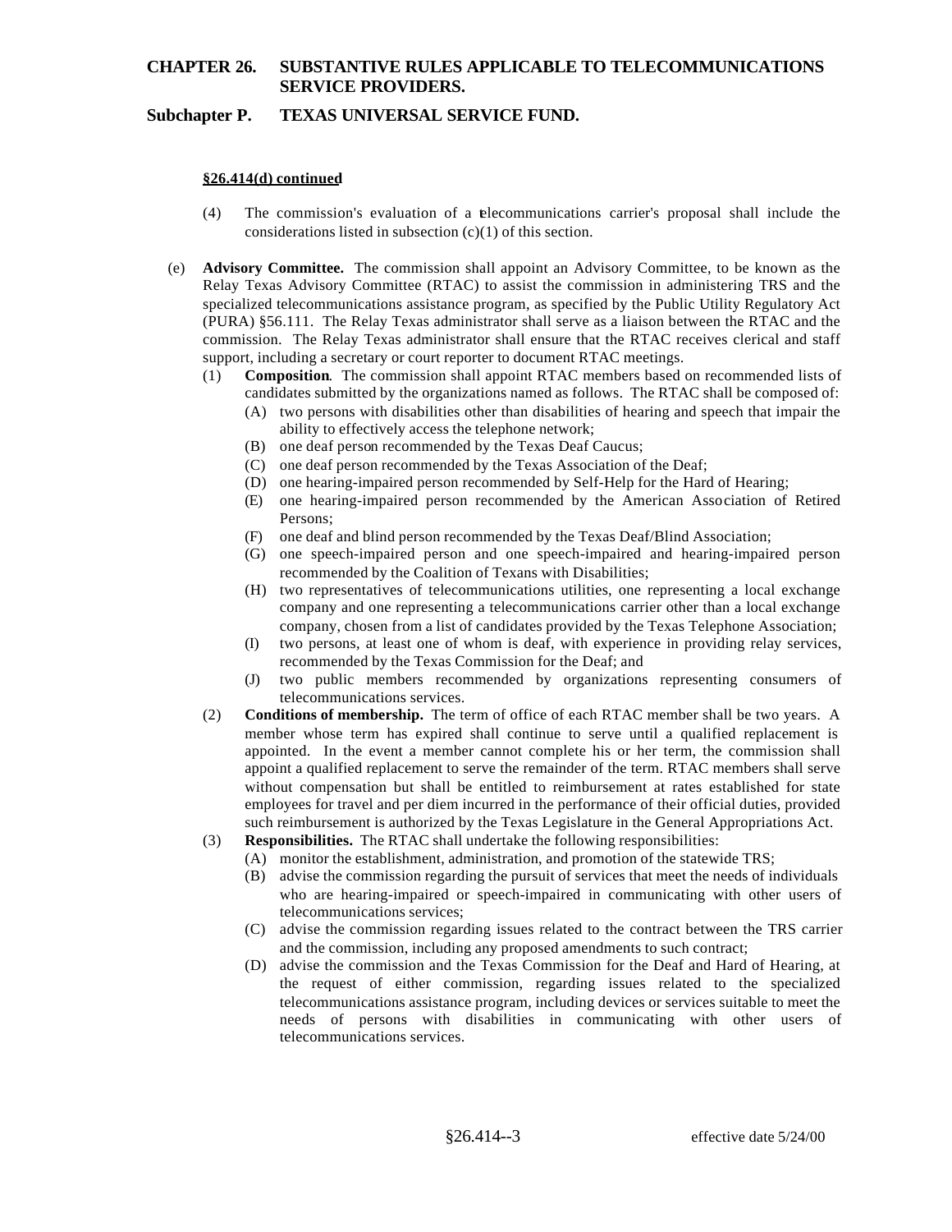**§26.414(d) continued**

(4) The commission's evaluation of a telecommunications carrier's proposal shall include the considerations listed in subsection (c)(1) of this section.

(e) **Advisory Committee.** The commission shall appoint an Advisory Committee, to be known as the Relay Texas Advisory Committee (RTAC) to assist the commission in administering TRS and the specialized telecommunications assistance program, as specified by the Public Utility Regulatory Act (PURA) §56.111. The Relay Texas administrator shall serve as a liaison between the RTAC and the commission. The Relay Texas administrator shall ensure that the RTAC receives clerical and staff support, including a secretary or court reporter to document RTAC meetings.

(1) **Composition**. The commission shall appoint RTAC members based on recommended lists of candidates submitted by the organizations named as follows. The RTAC shall be composed of:

(A) two persons with disabilities other than disabilities of hearing and speech that impair the ability to effectively access the telephone network;

(B) one deaf person recommended by the Texas Deaf Caucus;

(C) one deaf person recommended by the Texas Association of the Deaf;

(D) one hearing-impaired person recommended by Self-Help for the Hard of Hearing;

(E) one hearing-impaired person recommended by the American Association of Retired Persons;

(F) one deaf and blind person recommended by the Texas Deaf/Blind Association;

(G) one speech-impaired person and one speech-impaired and hearing-impaired person recommended by the Coalition of Texans with Disabilities;

(H) two representatives of telecommunications utilities, one representing a local exchange company and one representing a telecommunications carrier other than a local exchange company, chosen from a list of candidates provided by the Texas Telephone Association;

(I) two persons, at least one of whom is deaf, with experience in providing relay services, recommended by the Texas Commission for the Deaf; and

(J) two public members recommended by organizations representing consumers of telecommunications services.

(2) **Conditions of membership.** The term of office of each RTAC member shall be two years. A member whose term has expired shall continue to serve until a qualified replacement is appointed. In the event a member cannot complete his or her term, the commission shall appoint a qualified replacement to serve the remainder of the term. RTAC members shall serve without compensation but shall be entitled to reimbursement at rates established for state employees for travel and per diem incurred in the performance of their official duties, provided such reimbursement is authorized by the Texas Legislature in the General Appropriations Act.

(3) **Responsibilities.** The RTAC shall undertake the following responsibilities:

(A) monitor the establishment, administration, and promotion of the statewide TRS;

(B) advise the commission regarding the pursuit of services that meet the needs of individuals who are hearing-impaired or speech-impaired in communicating with other users of telecommunications services;

(C) advise the commission regarding issues related to the contract between the TRS carrier and the commission, including any proposed amendments to such contract;

(D) advise the commission and the Texas Commission for the Deaf and Hard of Hearing, at the request of either commission, regarding issues related to the specialized telecommunications assistance program, including devices or services suitable to meet the needs of persons with disabilities in communicating with other users of telecommunications services.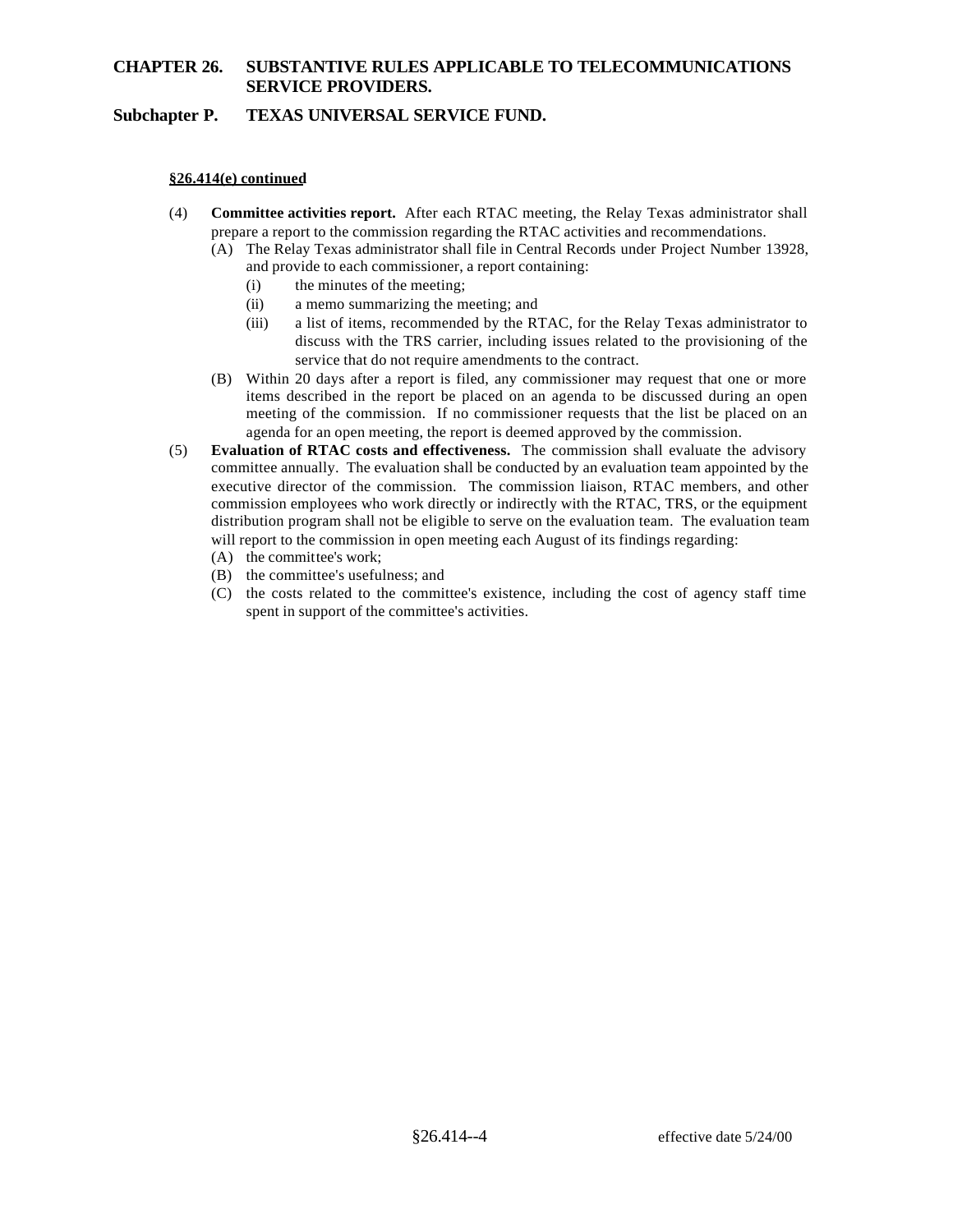**§26.414(e) continued**

(4) **Committee activities report.** After each RTAC meeting, the Relay Texas administrator shall prepare a report to the commission regarding the RTAC activities and recommendations.

  (A) The Relay Texas administrator shall file in Central Records under Project Number 13928, and provide to each commissioner, a report containing:

    (i) the minutes of the meeting;

    (ii) a memo summarizing the meeting; and

    (iii) a list of items, recommended by the RTAC, for the Relay Texas administrator to discuss with the TRS carrier, including issues related to the provisioning of the service that do not require amendments to the contract.

  (B) Within 20 days after a report is filed, any commissioner may request that one or more items described in the report be placed on an agenda to be discussed during an open meeting of the commission. If no commissioner requests that the list be placed on an agenda for an open meeting, the report is deemed approved by the commission.

(5) **Evaluation of RTAC costs and effectiveness.** The commission shall evaluate the advisory committee annually. The evaluation shall be conducted by an evaluation team appointed by the executive director of the commission. The commission liaison, RTAC members, and other commission employees who work directly or indirectly with the RTAC, TRS, or the equipment distribution program shall not be eligible to serve on the evaluation team. The evaluation team will report to the commission in open meeting each August of its findings regarding:

  (A) the committee's work;

  (B) the committee's usefulness; and

  (C) the costs related to the committee's existence, including the cost of agency staff time spent in support of the committee's activities.